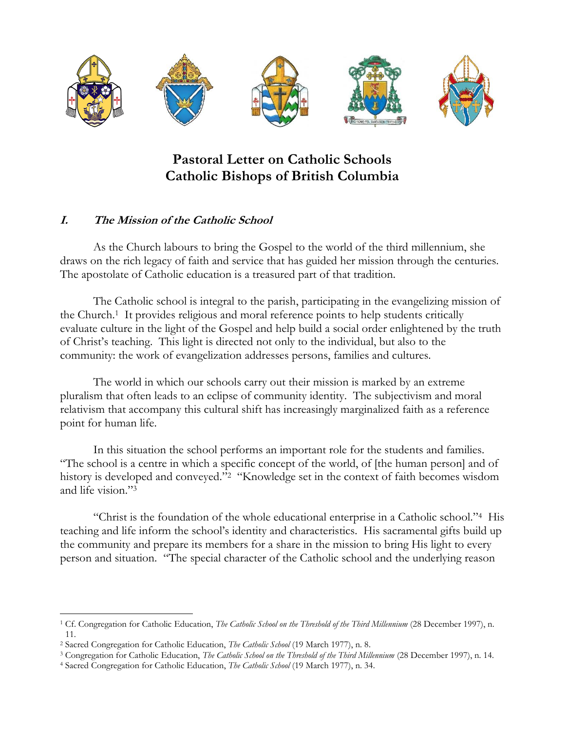# Pastoral Letter on Catholic Schools
# Catholic Bishops of British Columbia

## *I. The Mission of the Catholic School*

As the Church labours to bring the Gospel to the world of the third millennium, she draws on the rich legacy of faith and service that has guided her mission through the centuries. The apostolate of Catholic education is a treasured part of that tradition.

The Catholic school is integral to the parish, participating in the evangelizing mission of the Church.[1] It provides religious and moral reference points to help students critically evaluate culture in the light of the Gospel and help build a social order enlightened by the truth of Christ's teaching. This light is directed not only to the individual, but also to the community: the work of evangelization addresses persons, families and cultures.

The world in which our schools carry out their mission is marked by an extreme pluralism that often leads to an eclipse of community identity. The subjectivism and moral relativism that accompany this cultural shift has increasingly marginalized faith as a reference point for human life.

In this situation the school performs an important role for the students and families. "The school is a centre in which a specific concept of the world, of [the human person] and of history is developed and conveyed."[2] "Knowledge set in the context of faith becomes wisdom and life vision."[3]

"Christ is the foundation of the whole educational enterprise in a Catholic school."[4] His teaching and life inform the school's identity and characteristics. His sacramental gifts build up the community and prepare its members for a share in the mission to bring His light to every person and situation. "The special character of the Catholic school and the underlying reason

---

[1] Cf. Congregation for Catholic Education, *The Catholic School on the Threshold of the Third Millennium* (28 December 1997), n. 11.

[2] Sacred Congregation for Catholic Education, *The Catholic School* (19 March 1977), n. 8.

[3] Congregation for Catholic Education, *The Catholic School on the Threshold of the Third Millennium* (28 December 1997), n. 14.

[4] Sacred Congregation for Catholic Education, *The Catholic School* (19 March 1977), n. 34.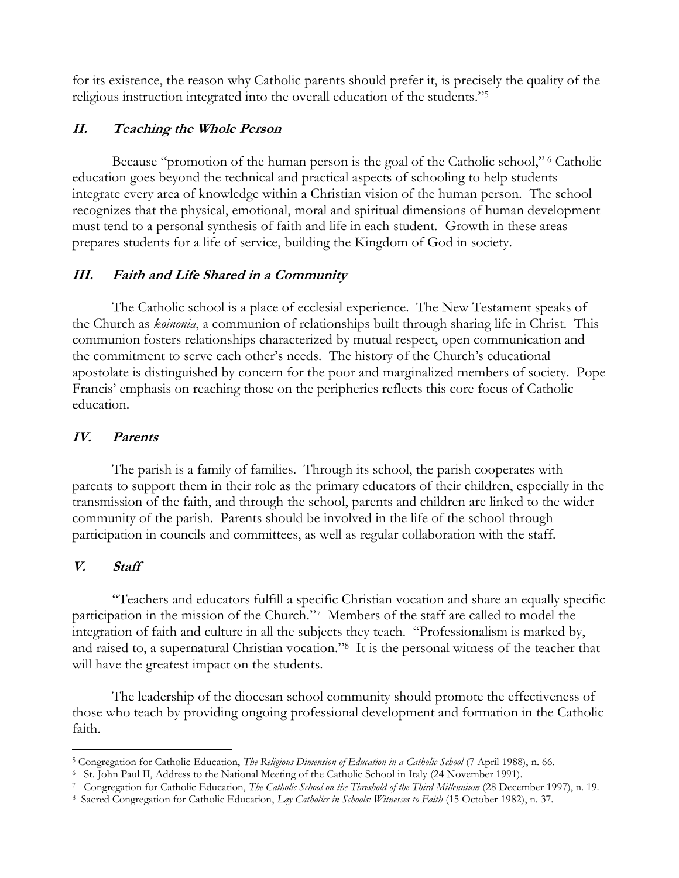for its existence, the reason why Catholic parents should prefer it, is precisely the quality of the religious instruction integrated into the overall education of the students."[5]

## *II. Teaching the Whole Person*

Because "promotion of the human person is the goal of the Catholic school,"[6] Catholic education goes beyond the technical and practical aspects of schooling to help students integrate every area of knowledge within a Christian vision of the human person. The school recognizes that the physical, emotional, moral and spiritual dimensions of human development must tend to a personal synthesis of faith and life in each student. Growth in these areas prepares students for a life of service, building the Kingdom of God in society.

## *III. Faith and Life Shared in a Community*

The Catholic school is a place of ecclesial experience. The New Testament speaks of the Church as *koinonia*, a communion of relationships built through sharing life in Christ. This communion fosters relationships characterized by mutual respect, open communication and the commitment to serve each other's needs. The history of the Church's educational apostolate is distinguished by concern for the poor and marginalized members of society. Pope Francis' emphasis on reaching those on the peripheries reflects this core focus of Catholic education.

## *IV. Parents*

The parish is a family of families. Through its school, the parish cooperates with parents to support them in their role as the primary educators of their children, especially in the transmission of the faith, and through the school, parents and children are linked to the wider community of the parish. Parents should be involved in the life of the school through participation in councils and committees, as well as regular collaboration with the staff.

## *V. Staff*

"Teachers and educators fulfill a specific Christian vocation and share an equally specific participation in the mission of the Church."[7] Members of the staff are called to model the integration of faith and culture in all the subjects they teach. "Professionalism is marked by, and raised to, a supernatural Christian vocation."[8] It is the personal witness of the teacher that will have the greatest impact on the students.

The leadership of the diocesan school community should promote the effectiveness of those who teach by providing ongoing professional development and formation in the Catholic faith.

---

[5] Congregation for Catholic Education, *The Religious Dimension of Education in a Catholic School* (7 April 1988), n. 66.

[6] St. John Paul II, Address to the National Meeting of the Catholic School in Italy (24 November 1991).

[7] Congregation for Catholic Education, *The Catholic School on the Threshold of the Third Millennium* (28 December 1997), n. 19.

[8] Sacred Congregation for Catholic Education, *Lay Catholics in Schools: Witnesses to Faith* (15 October 1982), n. 37.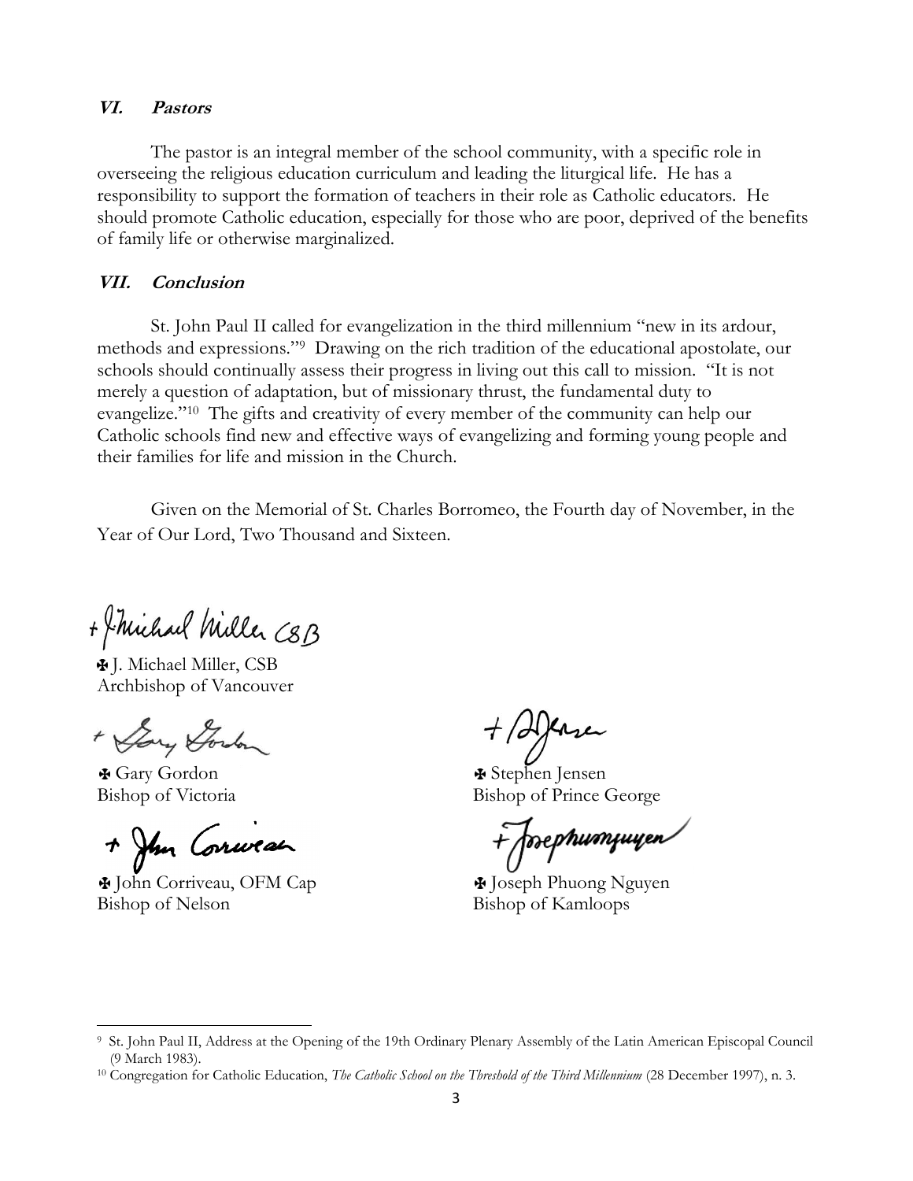### ***VI. Pastors***

The pastor is an integral member of the school community, with a specific role in overseeing the religious education curriculum and leading the liturgical life. He has a responsibility to support the formation of teachers in their role as Catholic educators. He should promote Catholic education, especially for those who are poor, deprived of the benefits of family life or otherwise marginalized.

### ***VII. Conclusion***

St. John Paul II called for evangelization in the third millennium "new in its ardour, methods and expressions."[9] Drawing on the rich tradition of the educational apostolate, our schools should continually assess their progress in living out this call to mission. "It is not merely a question of adaptation, but of missionary thrust, the fundamental duty to evangelize."[10] The gifts and creativity of every member of the community can help our Catholic schools find new and effective ways of evangelizing and forming young people and their families for life and mission in the Church.

Given on the Memorial of St. Charles Borromeo, the Fourth day of November, in the Year of Our Lord, Two Thousand and Sixteen.

+ J. Michael Miller CSB

✠ J. Michael Miller, CSB
Archbishop of Vancouver

+ Gary Gordon

✠ Gary Gordon
Bishop of Victoria

+ Stephen Jensen

✠ Stephen Jensen
Bishop of Prince George

+ John Corriveau

✠ John Corriveau, OFM Cap
Bishop of Nelson

+ Joseph Nguyen

✠ Joseph Phuong Nguyen
Bishop of Kamloops

---

[9] St. John Paul II, Address at the Opening of the 19th Ordinary Plenary Assembly of the Latin American Episcopal Council (9 March 1983).

[10] Congregation for Catholic Education, *The Catholic School on the Threshold of the Third Millennium* (28 December 1997), n. 3.